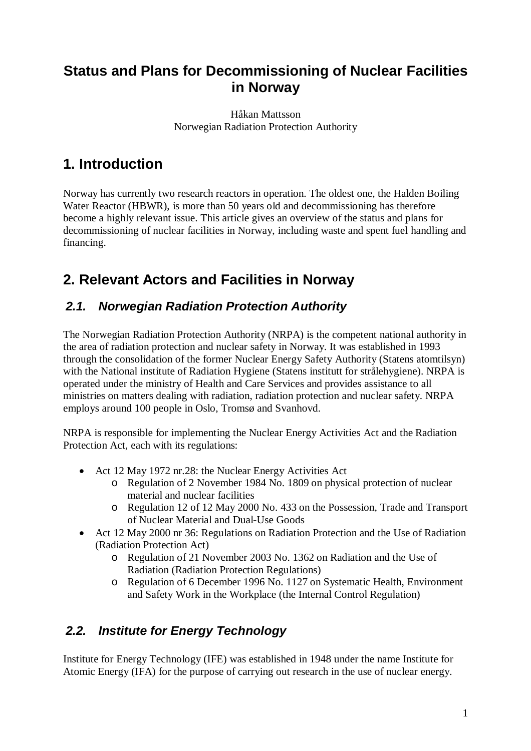# Status and Plans for Decommissioning of Nuclear Facilities in Norway

Håkan Mattsson
Norwegian Radiation Protection Authority

## 1. Introduction

Norway has currently two research reactors in operation. The oldest one, the Halden Boiling Water Reactor (HBWR), is more than 50 years old and decommissioning has therefore become a highly relevant issue. This article gives an overview of the status and plans for decommissioning of nuclear facilities in Norway, including waste and spent fuel handling and financing.

## 2. Relevant Actors and Facilities in Norway

### *2.1. Norwegian Radiation Protection Authority*

The Norwegian Radiation Protection Authority (NRPA) is the competent national authority in the area of radiation protection and nuclear safety in Norway. It was established in 1993 through the consolidation of the former Nuclear Energy Safety Authority (Statens atomtilsyn) with the National institute of Radiation Hygiene (Statens institutt for strålehygiene). NRPA is operated under the ministry of Health and Care Services and provides assistance to all ministries on matters dealing with radiation, radiation protection and nuclear safety. NRPA employs around 100 people in Oslo, Tromsø and Svanhovd.

NRPA is responsible for implementing the Nuclear Energy Activities Act and the Radiation Protection Act, each with its regulations:

- Act 12 May 1972 nr.28: the Nuclear Energy Activities Act
  - Regulation of 2 November 1984 No. 1809 on physical protection of nuclear material and nuclear facilities
  - Regulation 12 of 12 May 2000 No. 433 on the Possession, Trade and Transport of Nuclear Material and Dual-Use Goods
- Act 12 May 2000 nr 36: Regulations on Radiation Protection and the Use of Radiation (Radiation Protection Act)
  - Regulation of 21 November 2003 No. 1362 on Radiation and the Use of Radiation (Radiation Protection Regulations)
  - Regulation of 6 December 1996 No. 1127 on Systematic Health, Environment and Safety Work in the Workplace (the Internal Control Regulation)

### *2.2. Institute for Energy Technology*

Institute for Energy Technology (IFE) was established in 1948 under the name Institute for Atomic Energy (IFA) for the purpose of carrying out research in the use of nuclear energy.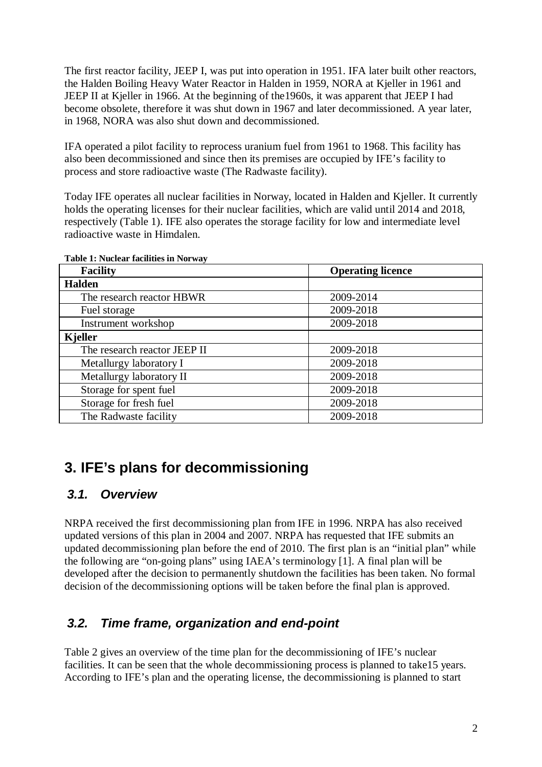The first reactor facility, JEEP I, was put into operation in 1951. IFA later built other reactors, the Halden Boiling Heavy Water Reactor in Halden in 1959, NORA at Kjeller in 1961 and JEEP II at Kjeller in 1966. At the beginning of the1960s, it was apparent that JEEP I had become obsolete, therefore it was shut down in 1967 and later decommissioned. A year later, in 1968, NORA was also shut down and decommissioned.

IFA operated a pilot facility to reprocess uranium fuel from 1961 to 1968. This facility has also been decommissioned and since then its premises are occupied by IFE's facility to process and store radioactive waste (The Radwaste facility).

Today IFE operates all nuclear facilities in Norway, located in Halden and Kjeller. It currently holds the operating licenses for their nuclear facilities, which are valid until 2014 and 2018, respectively (Table 1). IFE also operates the storage facility for low and intermediate level radioactive waste in Himdalen.

**Table 1: Nuclear facilities in Norway**

| Facility | Operating licence |
|---|---|
| **Halden** | |
| The research reactor HBWR | 2009-2014 |
| Fuel storage | 2009-2018 |
| Instrument workshop | 2009-2018 |
| **Kjeller** | |
| The research reactor JEEP II | 2009-2018 |
| Metallurgy laboratory I | 2009-2018 |
| Metallurgy laboratory II | 2009-2018 |
| Storage for spent fuel | 2009-2018 |
| Storage for fresh fuel | 2009-2018 |
| The Radwaste facility | 2009-2018 |

# 3. IFE's plans for decommissioning

## *3.1. Overview*

NRPA received the first decommissioning plan from IFE in 1996. NRPA has also received updated versions of this plan in 2004 and 2007. NRPA has requested that IFE submits an updated decommissioning plan before the end of 2010. The first plan is an "initial plan" while the following are "on-going plans" using IAEA's terminology [1]. A final plan will be developed after the decision to permanently shutdown the facilities has been taken. No formal decision of the decommissioning options will be taken before the final plan is approved.

## *3.2. Time frame, organization and end-point*

Table 2 gives an overview of the time plan for the decommissioning of IFE's nuclear facilities. It can be seen that the whole decommissioning process is planned to take15 years. According to IFE's plan and the operating license, the decommissioning is planned to start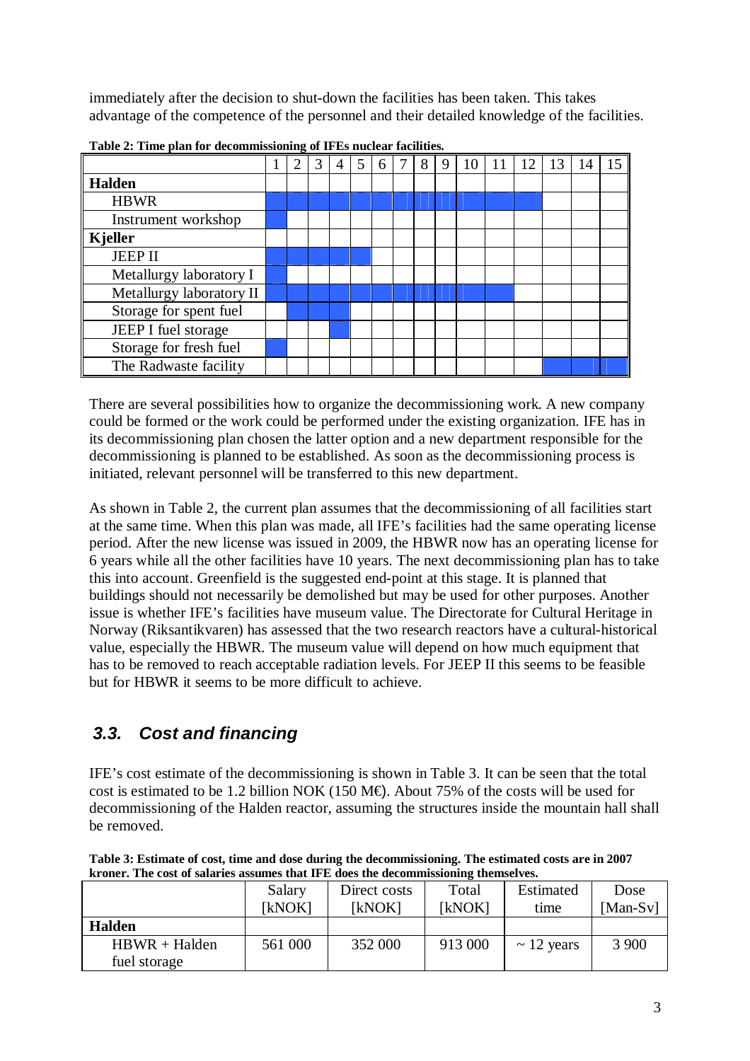immediately after the decision to shut-down the facilities has been taken. This takes advantage of the competence of the personnel and their detailed knowledge of the facilities.

**Table 2: Time plan for decommissioning of IFEs nuclear facilities.**

| | 1 | 2 | 3 | 4 | 5 | 6 | 7 | 8 | 9 | 10 | 11 | 12 | 13 | 14 | 15 |
|---|---|---|---|---|---|---|---|---|---|---|---|---|---|---|---|
| **Halden** | | | | | | | | | | | | | | | |
| HBWR | ■ | ■ | ■ | ■ | ■ | ■ | ■ | ■ | ■ | ■ | ■ | ■ | | | |
| Instrument workshop | ■ | | | | | | | | | | | | | | |
| **Kjeller** | | | | | | | | | | | | | | | |
| JEEP II | ■ | ■ | ■ | ■ | ■ | | | | | | | | | | |
| Metallurgy laboratory I | ■ | | | | | | | | | | | | | | |
| Metallurgy laboratory II | ■ | ■ | ■ | ■ | ■ | ■ | ■ | ■ | ■ | ■ | ■ | | | | |
| Storage for spent fuel | | ■ | ■ | ■ | | | | | | | | | | | |
| JEEP I fuel storage | | | | ■ | | | | | | | | | | | |
| Storage for fresh fuel | ■ | | | | | | | | | | | | | | |
| The Radwaste facility | | | | | | | | | | | | | ■ | ■ | ■ |

There are several possibilities how to organize the decommissioning work. A new company could be formed or the work could be performed under the existing organization. IFE has in its decommissioning plan chosen the latter option and a new department responsible for the decommissioning is planned to be established. As soon as the decommissioning process is initiated, relevant personnel will be transferred to this new department.

As shown in Table 2, the current plan assumes that the decommissioning of all facilities start at the same time. When this plan was made, all IFE's facilities had the same operating license period. After the new license was issued in 2009, the HBWR now has an operating license for 6 years while all the other facilities have 10 years. The next decommissioning plan has to take this into account. Greenfield is the suggested end-point at this stage. It is planned that buildings should not necessarily be demolished but may be used for other purposes. Another issue is whether IFE's facilities have museum value. The Directorate for Cultural Heritage in Norway (Riksantikvaren) has assessed that the two research reactors have a cultural-historical value, especially the HBWR. The museum value will depend on how much equipment that has to be removed to reach acceptable radiation levels. For JEEP II this seems to be feasible but for HBWR it seems to be more difficult to achieve.

## *3.3. Cost and financing*

IFE's cost estimate of the decommissioning is shown in Table 3. It can be seen that the total cost is estimated to be 1.2 billion NOK (150 M€). About 75% of the costs will be used for decommissioning of the Halden reactor, assuming the structures inside the mountain hall shall be removed.

**Table 3: Estimate of cost, time and dose during the decommissioning. The estimated costs are in 2007 kroner. The cost of salaries assumes that IFE does the decommissioning themselves.**

| | Salary [kNOK] | Direct costs [kNOK] | Total [kNOK] | Estimated time | Dose [Man-Sv] |
|---|---|---|---|---|---|
| **Halden** | | | | | |
| HBWR + Halden fuel storage | 561 000 | 352 000 | 913 000 | ~ 12 years | 3 900 |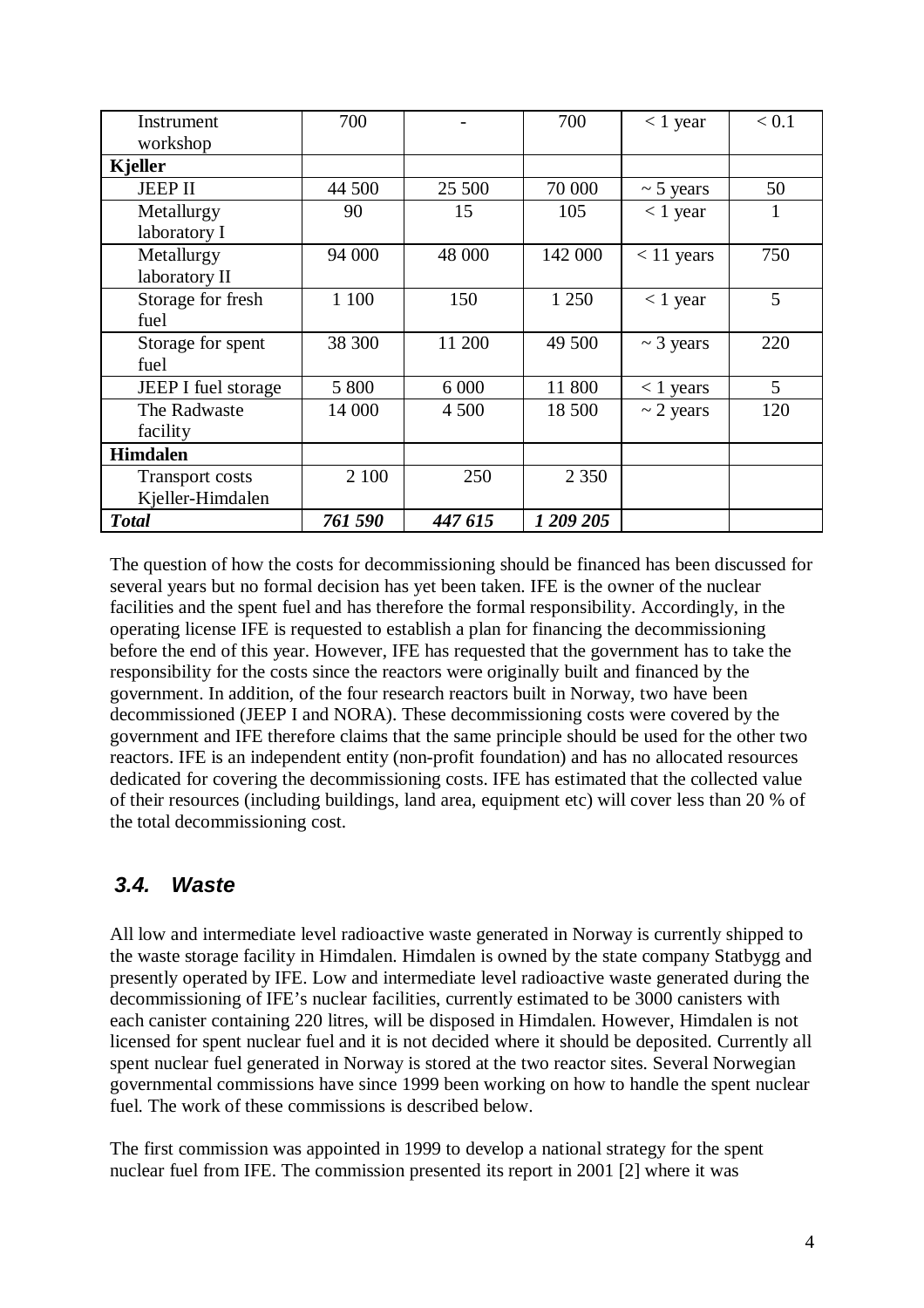| | | | | | |
|---|---|---|---|---|---|
| Instrument workshop | 700 | - | 700 | < 1 year | < 0.1 |
| **Kjeller** | | | | | |
| JEEP II | 44 500 | 25 500 | 70 000 | ~ 5 years | 50 |
| Metallurgy laboratory I | 90 | 15 | 105 | < 1 year | 1 |
| Metallurgy laboratory II | 94 000 | 48 000 | 142 000 | < 11 years | 750 |
| Storage for fresh fuel | 1 100 | 150 | 1 250 | < 1 year | 5 |
| Storage for spent fuel | 38 300 | 11 200 | 49 500 | ~ 3 years | 220 |
| JEEP I fuel storage | 5 800 | 6 000 | 11 800 | < 1 years | 5 |
| The Radwaste facility | 14 000 | 4 500 | 18 500 | ~ 2 years | 120 |
| **Himdalen** | | | | | |
| Transport costs Kjeller-Himdalen | 2 100 | 250 | 2 350 | | |
| ***Total*** | ***761 590*** | ***447 615*** | ***1 209 205*** | | |

The question of how the costs for decommissioning should be financed has been discussed for several years but no formal decision has yet been taken. IFE is the owner of the nuclear facilities and the spent fuel and has therefore the formal responsibility. Accordingly, in the operating license IFE is requested to establish a plan for financing the decommissioning before the end of this year. However, IFE has requested that the government has to take the responsibility for the costs since the reactors were originally built and financed by the government. In addition, of the four research reactors built in Norway, two have been decommissioned (JEEP I and NORA). These decommissioning costs were covered by the government and IFE therefore claims that the same principle should be used for the other two reactors. IFE is an independent entity (non-profit foundation) and has no allocated resources dedicated for covering the decommissioning costs. IFE has estimated that the collected value of their resources (including buildings, land area, equipment etc) will cover less than 20 % of the total decommissioning cost.

## 3.4. Waste

All low and intermediate level radioactive waste generated in Norway is currently shipped to the waste storage facility in Himdalen. Himdalen is owned by the state company Statbygg and presently operated by IFE. Low and intermediate level radioactive waste generated during the decommissioning of IFE's nuclear facilities, currently estimated to be 3000 canisters with each canister containing 220 litres, will be disposed in Himdalen. However, Himdalen is not licensed for spent nuclear fuel and it is not decided where it should be deposited. Currently all spent nuclear fuel generated in Norway is stored at the two reactor sites. Several Norwegian governmental commissions have since 1999 been working on how to handle the spent nuclear fuel. The work of these commissions is described below.

The first commission was appointed in 1999 to develop a national strategy for the spent nuclear fuel from IFE. The commission presented its report in 2001 [2] where it was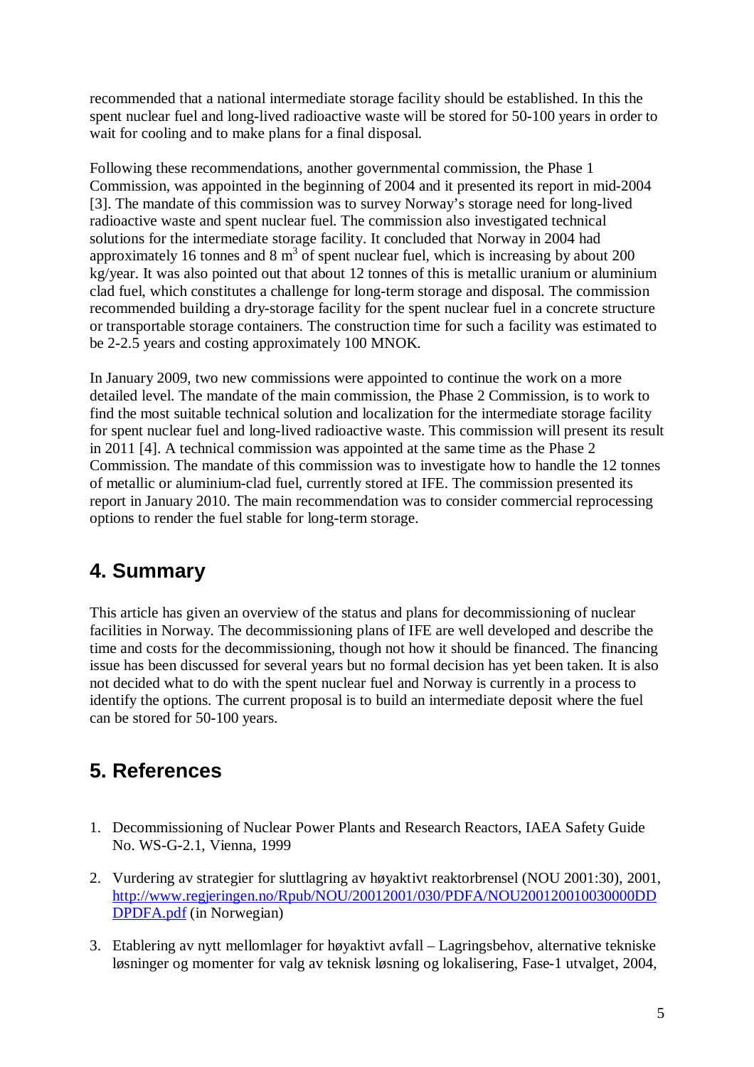recommended that a national intermediate storage facility should be established. In this the spent nuclear fuel and long-lived radioactive waste will be stored for 50-100 years in order to wait for cooling and to make plans for a final disposal.

Following these recommendations, another governmental commission, the Phase 1 Commission, was appointed in the beginning of 2004 and it presented its report in mid-2004 [3]. The mandate of this commission was to survey Norway's storage need for long-lived radioactive waste and spent nuclear fuel. The commission also investigated technical solutions for the intermediate storage facility. It concluded that Norway in 2004 had approximately 16 tonnes and 8 $m^3$ of spent nuclear fuel, which is increasing by about 200 kg/year. It was also pointed out that about 12 tonnes of this is metallic uranium or aluminium clad fuel, which constitutes a challenge for long-term storage and disposal. The commission recommended building a dry-storage facility for the spent nuclear fuel in a concrete structure or transportable storage containers. The construction time for such a facility was estimated to be 2-2.5 years and costing approximately 100 MNOK.

In January 2009, two new commissions were appointed to continue the work on a more detailed level. The mandate of the main commission, the Phase 2 Commission, is to work to find the most suitable technical solution and localization for the intermediate storage facility for spent nuclear fuel and long-lived radioactive waste. This commission will present its result in 2011 [4]. A technical commission was appointed at the same time as the Phase 2 Commission. The mandate of this commission was to investigate how to handle the 12 tonnes of metallic or aluminium-clad fuel, currently stored at IFE. The commission presented its report in January 2010. The main recommendation was to consider commercial reprocessing options to render the fuel stable for long-term storage.

## 4. Summary

This article has given an overview of the status and plans for decommissioning of nuclear facilities in Norway. The decommissioning plans of IFE are well developed and describe the time and costs for the decommissioning, though not how it should be financed. The financing issue has been discussed for several years but no formal decision has yet been taken. It is also not decided what to do with the spent nuclear fuel and Norway is currently in a process to identify the options. The current proposal is to build an intermediate deposit where the fuel can be stored for 50-100 years.

## 5. References

1. Decommissioning of Nuclear Power Plants and Research Reactors, IAEA Safety Guide No. WS-G-2.1, Vienna, 1999
2. Vurdering av strategier for sluttlagring av høyaktivt reaktorbrensel (NOU 2001:30), 2001, http://www.regjeringen.no/Rpub/NOU/20012001/030/PDFA/NOU200120010030000DDDPDFA.pdf (in Norwegian)
3. Etablering av nytt mellomlager for høyaktivt avfall – Lagringsbehov, alternative tekniske løsninger og momenter for valg av teknisk løsning og lokalisering, Fase-1 utvalget, 2004,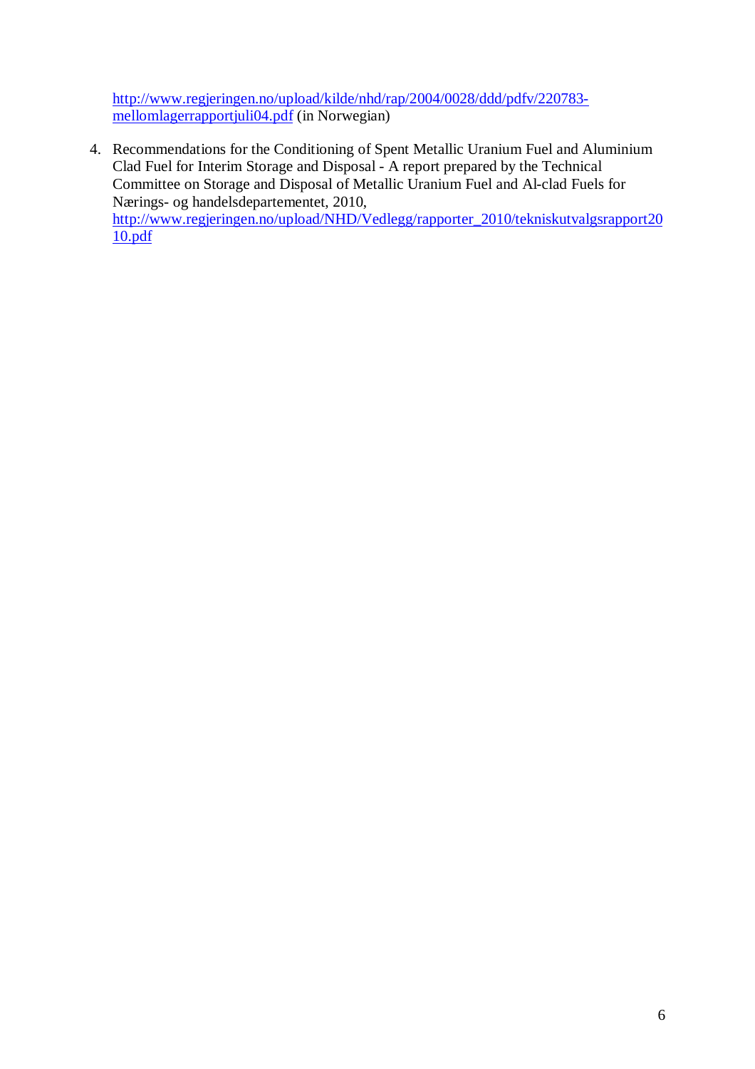http://www.regjeringen.no/upload/kilde/nhd/rap/2004/0028/ddd/pdfv/220783-mellomlagerrapportjuli04.pdf (in Norwegian)

4. Recommendations for the Conditioning of Spent Metallic Uranium Fuel and Aluminium Clad Fuel for Interim Storage and Disposal - A report prepared by the Technical Committee on Storage and Disposal of Metallic Uranium Fuel and Al-clad Fuels for Nærings- og handelsdepartementet, 2010, http://www.regjeringen.no/upload/NHD/Vedlegg/rapporter_2010/tekniskutvalgsrapport2010.pdf